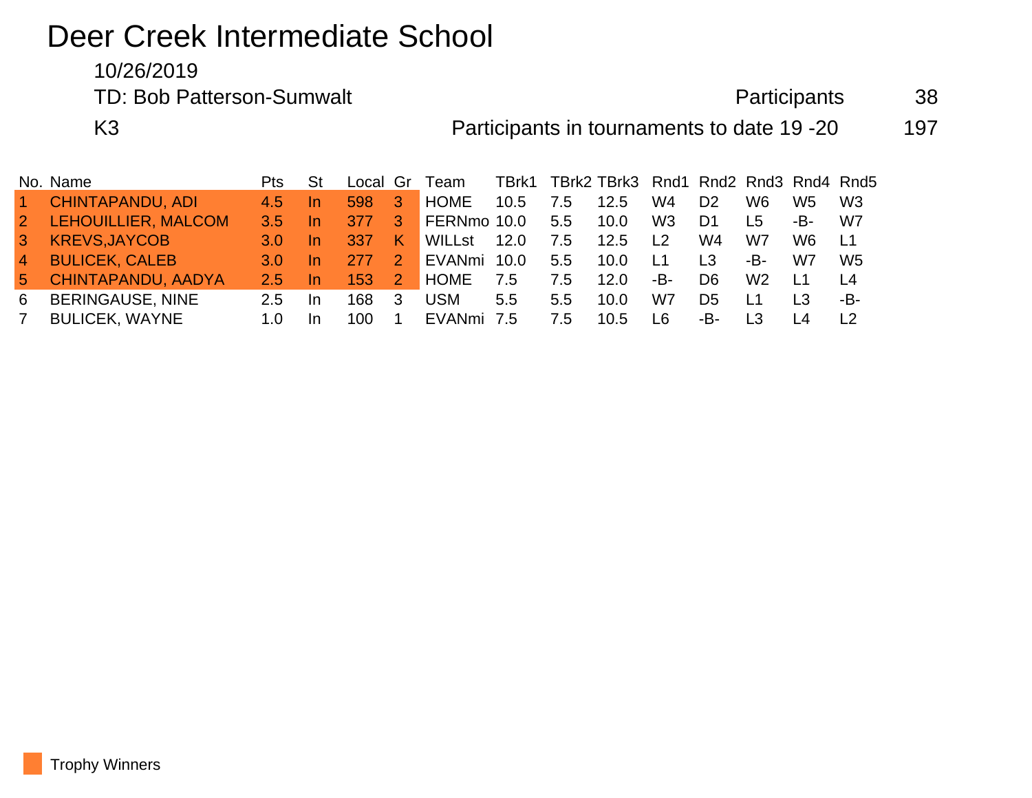# Deer Creek Intermediate School

10/26/2019

TD: Bob Patterson-Sumwalt — Participants 38

K3 — Participants in tournaments to date 19 -20 197

| No. | Name | Pts | St | Local | Gr | Team | TBrk1 | TBrk2 | TBrk3 | Rnd1 | Rnd2 | Rnd3 | Rnd4 | Rnd5 |
|---|---|---|---|---|---|---|---|---|---|---|---|---|---|---|
| 1 | CHINTAPANDU, ADI | 4.5 | In | 598 | 3 | HOME | 10.5 | 7.5 | 12.5 | W4 | D2 | W6 | W5 | W3 |
| 2 | LEHOUILLIER, MALCOM | 3.5 | In | 377 | 3 | FERNmo | 10.0 | 5.5 | 10.0 | W3 | D1 | L5 | -B- | W7 |
| 3 | KREVS,JAYCOB | 3.0 | In | 337 | K | WILLst | 12.0 | 7.5 | 12.5 | L2 | W4 | W7 | W6 | L1 |
| 4 | BULICEK, CALEB | 3.0 | In | 277 | 2 | EVANmi | 10.0 | 5.5 | 10.0 | L1 | L3 | -B- | W7 | W5 |
| 5 | CHINTAPANDU, AADYA | 2.5 | In | 153 | 2 | HOME | 7.5 | 7.5 | 12.0 | -B- | D6 | W2 | L1 | L4 |
| 6 | BERINGAUSE, NINE | 2.5 | In | 168 | 3 | USM | 5.5 | 5.5 | 10.0 | W7 | D5 | L1 | L3 | -B- |
| 7 | BULICEK, WAYNE | 1.0 | In | 100 | 1 | EVANmi | 7.5 | 7.5 | 10.5 | L6 | -B- | L3 | L4 | L2 |

Trophy Winners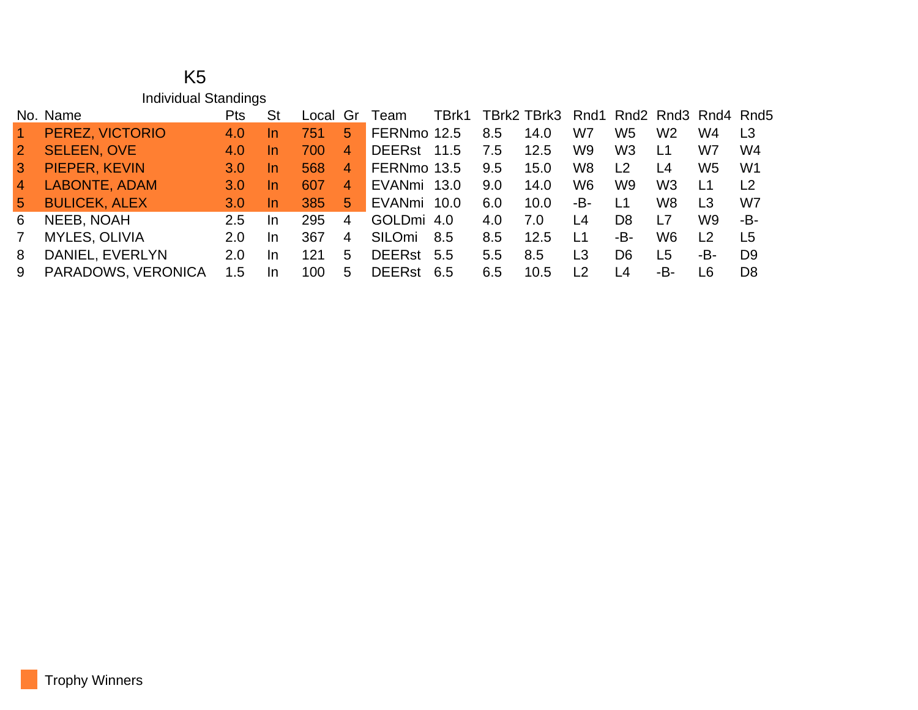# K5

## Individual Standings

| No. | Name | Pts | St | Local | Gr | Team | TBrk1 | TBrk2 | TBrk3 | Rnd1 | Rnd2 | Rnd3 | Rnd4 | Rnd5 |
|---|---|---|---|---|---|---|---|---|---|---|---|---|---|---|
| 1 | PEREZ, VICTORIO | 4.0 | In | 751 | 5 | FERNmo | 12.5 | 8.5 | 14.0 | W7 | W5 | W2 | W4 | L3 |
| 2 | SELEEN, OVE | 4.0 | In | 700 | 4 | DEERst | 11.5 | 7.5 | 12.5 | W9 | W3 | L1 | W7 | W4 |
| 3 | PIEPER, KEVIN | 3.0 | In | 568 | 4 | FERNmo | 13.5 | 9.5 | 15.0 | W8 | L2 | L4 | W5 | W1 |
| 4 | LABONTE, ADAM | 3.0 | In | 607 | 4 | EVANmi | 13.0 | 9.0 | 14.0 | W6 | W9 | W3 | L1 | L2 |
| 5 | BULICEK, ALEX | 3.0 | In | 385 | 5 | EVANmi | 10.0 | 6.0 | 10.0 | -B- | L1 | W8 | L3 | W7 |
| 6 | NEEB, NOAH | 2.5 | In | 295 | 4 | GOLDmi | 4.0 | 4.0 | 7.0 | L4 | D8 | L7 | W9 | -B- |
| 7 | MYLES, OLIVIA | 2.0 | In | 367 | 4 | SILOmi | 8.5 | 8.5 | 12.5 | L1 | -B- | W6 | L2 | L5 |
| 8 | DANIEL, EVERLYN | 2.0 | In | 121 | 5 | DEERst | 5.5 | 5.5 | 8.5 | L3 | D6 | L5 | -B- | D9 |
| 9 | PARADOWS, VERONICA | 1.5 | In | 100 | 5 | DEERst | 6.5 | 6.5 | 10.5 | L2 | L4 | -B- | L6 | D8 |

Trophy Winners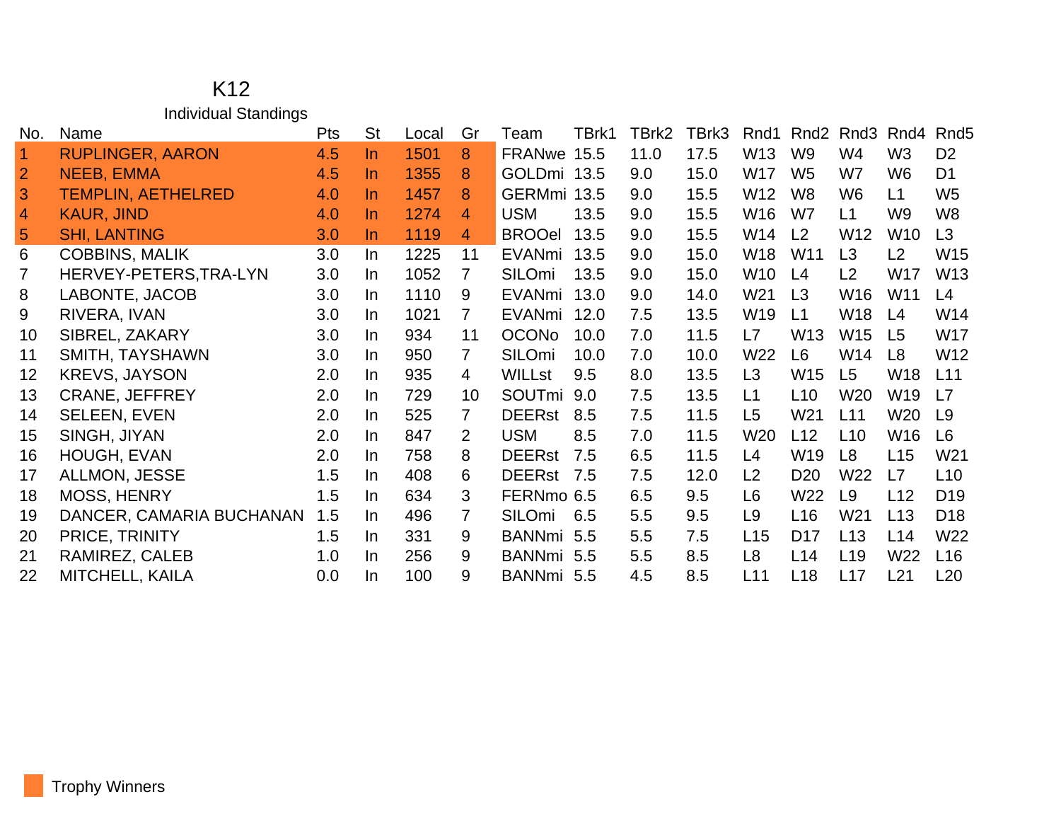# K12

## Individual Standings

| No. | Name | Pts | St | Local | Gr | Team | TBrk1 | TBrk2 | TBrk3 | Rnd1 | Rnd2 | Rnd3 | Rnd4 | Rnd5 |
|---|---|---|---|---|---|---|---|---|---|---|---|---|---|---|
| 1 | RUPLINGER, AARON | 4.5 | In | 1501 | 8 | FRANwe | 15.5 | 11.0 | 17.5 | W13 | W9 | W4 | W3 | D2 |
| 2 | NEEB, EMMA | 4.5 | In | 1355 | 8 | GOLDmi | 13.5 | 9.0 | 15.0 | W17 | W5 | W7 | W6 | D1 |
| 3 | TEMPLIN, AETHELRED | 4.0 | In | 1457 | 8 | GERMmi | 13.5 | 9.0 | 15.5 | W12 | W8 | W6 | L1 | W5 |
| 4 | KAUR, JIND | 4.0 | In | 1274 | 4 | USM | 13.5 | 9.0 | 15.5 | W16 | W7 | L1 | W9 | W8 |
| 5 | SHI, LANTING | 3.0 | In | 1119 | 4 | BROOel | 13.5 | 9.0 | 15.5 | W14 | L2 | W12 | W10 | L3 |
| 6 | COBBINS, MALIK | 3.0 | In | 1225 | 11 | EVANmi | 13.5 | 9.0 | 15.0 | W18 | W11 | L3 | L2 | W15 |
| 7 | HERVEY-PETERS,TRA-LYN | 3.0 | In | 1052 | 7 | SILOmi | 13.5 | 9.0 | 15.0 | W10 | L4 | L2 | W17 | W13 |
| 8 | LABONTE, JACOB | 3.0 | In | 1110 | 9 | EVANmi | 13.0 | 9.0 | 14.0 | W21 | L3 | W16 | W11 | L4 |
| 9 | RIVERA, IVAN | 3.0 | In | 1021 | 7 | EVANmi | 12.0 | 7.5 | 13.5 | W19 | L1 | W18 | L4 | W14 |
| 10 | SIBREL, ZAKARY | 3.0 | In | 934 | 11 | OCONo | 10.0 | 7.0 | 11.5 | L7 | W13 | W15 | L5 | W17 |
| 11 | SMITH, TAYSHAWN | 3.0 | In | 950 | 7 | SILOmi | 10.0 | 7.0 | 10.0 | W22 | L6 | W14 | L8 | W12 |
| 12 | KREVS, JAYSON | 2.0 | In | 935 | 4 | WILLst | 9.5 | 8.0 | 13.5 | L3 | W15 | L5 | W18 | L11 |
| 13 | CRANE, JEFFREY | 2.0 | In | 729 | 10 | SOUTmi | 9.0 | 7.5 | 13.5 | L1 | L10 | W20 | W19 | L7 |
| 14 | SELEEN, EVEN | 2.0 | In | 525 | 7 | DEERst | 8.5 | 7.5 | 11.5 | L5 | W21 | L11 | W20 | L9 |
| 15 | SINGH, JIYAN | 2.0 | In | 847 | 2 | USM | 8.5 | 7.0 | 11.5 | W20 | L12 | L10 | W16 | L6 |
| 16 | HOUGH, EVAN | 2.0 | In | 758 | 8 | DEERst | 7.5 | 6.5 | 11.5 | L4 | W19 | L8 | L15 | W21 |
| 17 | ALLMON, JESSE | 1.5 | In | 408 | 6 | DEERst | 7.5 | 7.5 | 12.0 | L2 | D20 | W22 | L7 | L10 |
| 18 | MOSS, HENRY | 1.5 | In | 634 | 3 | FERNmo | 6.5 | 6.5 | 9.5 | L6 | W22 | L9 | L12 | D19 |
| 19 | DANCER, CAMARIA BUCHANAN | 1.5 | In | 496 | 7 | SILOmi | 6.5 | 5.5 | 9.5 | L9 | L16 | W21 | L13 | D18 |
| 20 | PRICE, TRINITY | 1.5 | In | 331 | 9 | BANNmi | 5.5 | 5.5 | 7.5 | L15 | D17 | L13 | L14 | W22 |
| 21 | RAMIREZ, CALEB | 1.0 | In | 256 | 9 | BANNmi | 5.5 | 5.5 | 8.5 | L8 | L14 | L19 | W22 | L16 |
| 22 | MITCHELL, KAILA | 0.0 | In | 100 | 9 | BANNmi | 5.5 | 4.5 | 8.5 | L11 | L18 | L17 | L21 | L20 |

Trophy Winners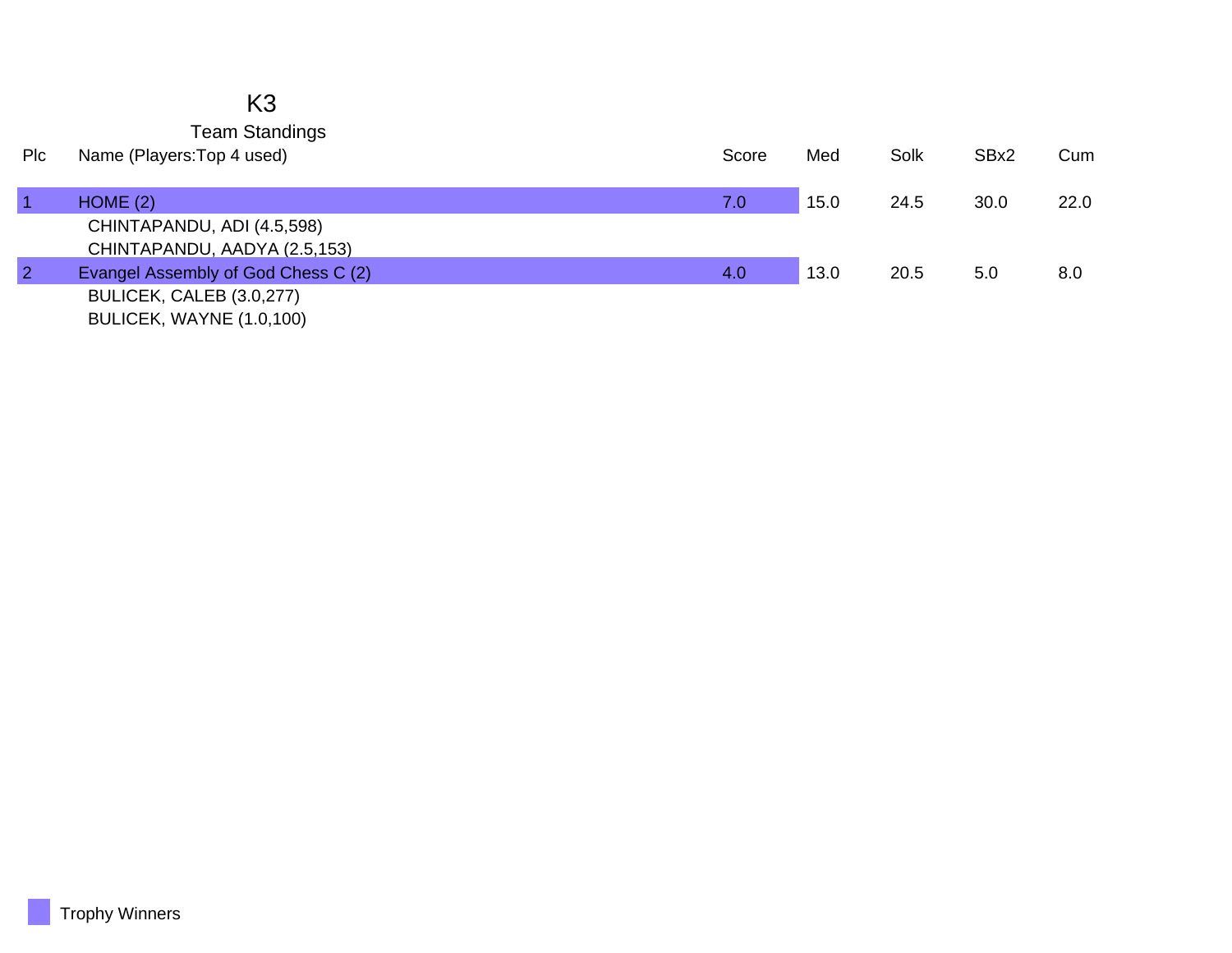# K3

## Team Standings

| Plc | Name (Players:Top 4 used) | Score | Med | Solk | SBx2 | Cum |
|---|---|---|---|---|---|---|
| 1 | HOME (2) | 7.0 | 15.0 | 24.5 | 30.0 | 22.0 |
| | CHINTAPANDU, ADI (4.5,598) | | | | | |
| | CHINTAPANDU, AADYA (2.5,153) | | | | | |
| 2 | Evangel Assembly of God Chess C (2) | 4.0 | 13.0 | 20.5 | 5.0 | 8.0 |
| | BULICEK, CALEB (3.0,277) | | | | | |
| | BULICEK, WAYNE (1.0,100) | | | | | |

Trophy Winners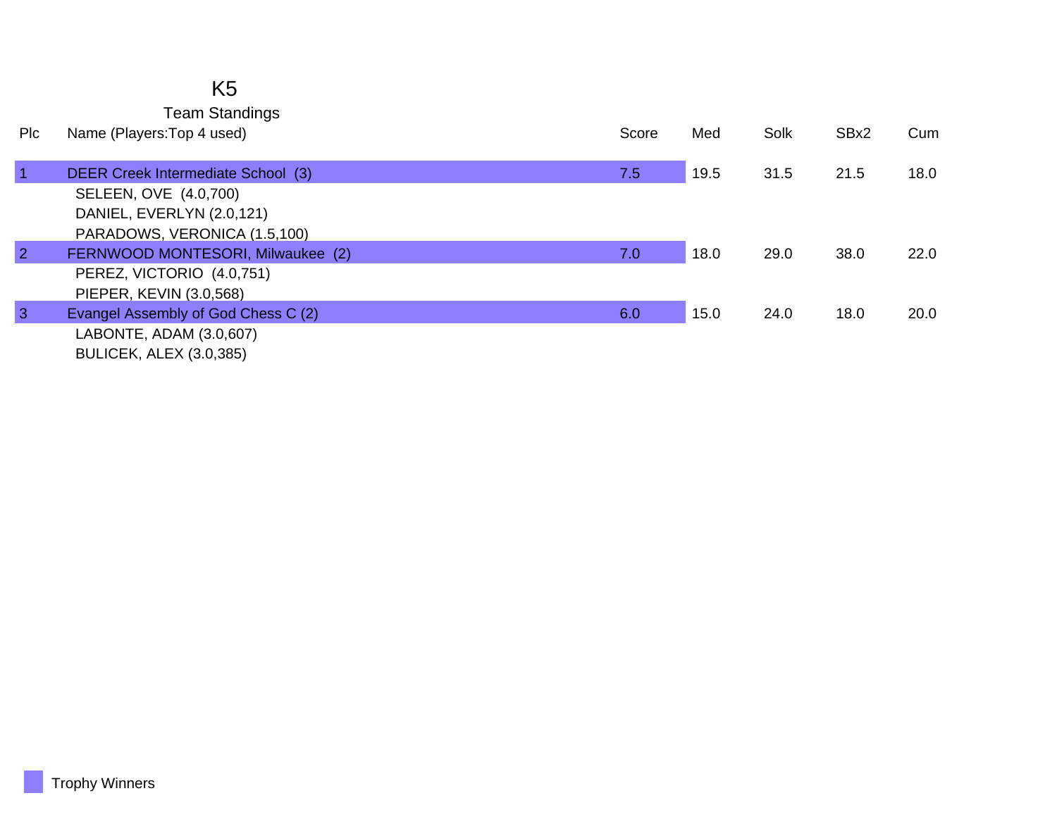# K5

## Team Standings

| Plc | Name (Players:Top 4 used) | Score | Med | Solk | SBx2 | Cum |
|---|---|---|---|---|---|---|
| 1 | DEER Creek Intermediate School (3) | 7.5 | 19.5 | 31.5 | 21.5 | 18.0 |
| | SELEEN, OVE (4.0,700) | | | | | |
| | DANIEL, EVERLYN (2.0,121) | | | | | |
| | PARADOWS, VERONICA (1.5,100) | | | | | |
| 2 | FERNWOOD MONTESORI, Milwaukee (2) | 7.0 | 18.0 | 29.0 | 38.0 | 22.0 |
| | PEREZ, VICTORIO (4.0,751) | | | | | |
| | PIEPER, KEVIN (3.0,568) | | | | | |
| 3 | Evangel Assembly of God Chess C (2) | 6.0 | 15.0 | 24.0 | 18.0 | 20.0 |
| | LABONTE, ADAM (3.0,607) | | | | | |
| | BULICEK, ALEX (3.0,385) | | | | | |

Trophy Winners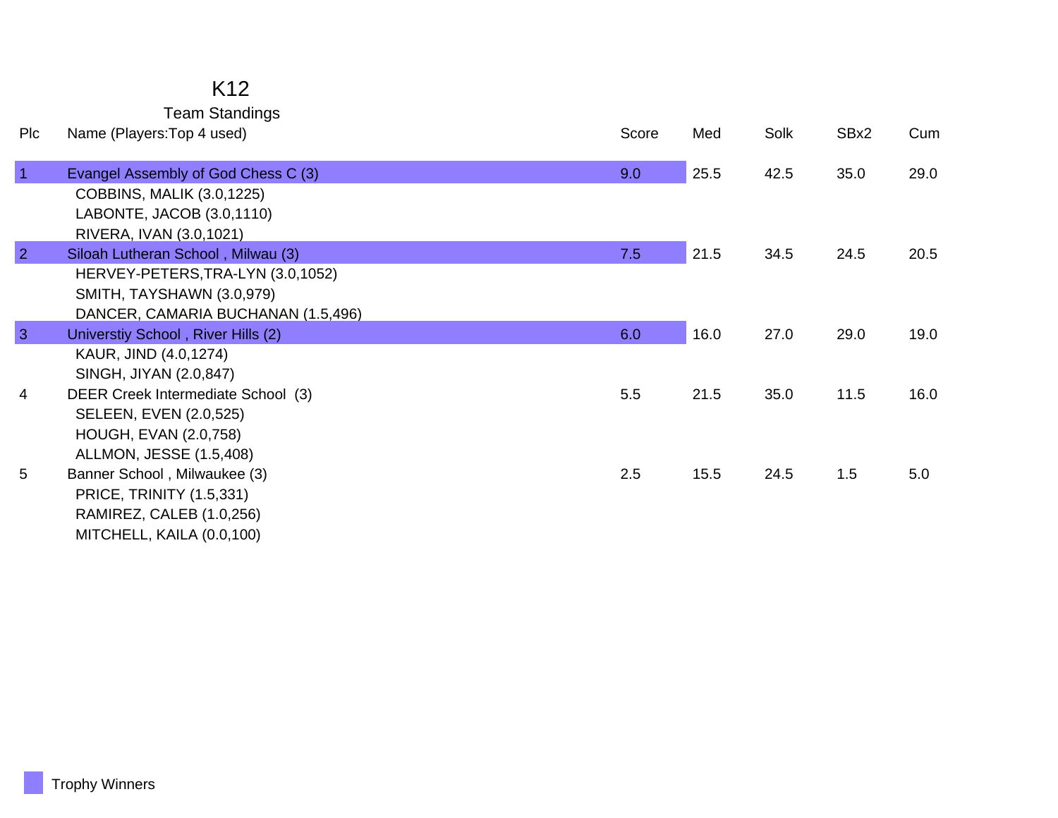# K12

## Team Standings

| Plc | Name (Players:Top 4 used) | Score | Med | Solk | SBx2 | Cum |
|---|---|---|---|---|---|---|
| 1 | Evangel Assembly of God Chess C (3) | 9.0 | 25.5 | 42.5 | 35.0 | 29.0 |
| | COBBINS, MALIK (3.0,1225) | | | | | |
| | LABONTE, JACOB (3.0,1110) | | | | | |
| | RIVERA, IVAN (3.0,1021) | | | | | |
| 2 | Siloah Lutheran School , Milwau (3) | 7.5 | 21.5 | 34.5 | 24.5 | 20.5 |
| | HERVEY-PETERS,TRA-LYN (3.0,1052) | | | | | |
| | SMITH, TAYSHAWN (3.0,979) | | | | | |
| | DANCER, CAMARIA BUCHANAN (1.5,496) | | | | | |
| 3 | Universtiy School , River Hills (2) | 6.0 | 16.0 | 27.0 | 29.0 | 19.0 |
| | KAUR, JIND (4.0,1274) | | | | | |
| | SINGH, JIYAN (2.0,847) | | | | | |
| 4 | DEER Creek Intermediate School (3) | 5.5 | 21.5 | 35.0 | 11.5 | 16.0 |
| | SELEEN, EVEN (2.0,525) | | | | | |
| | HOUGH, EVAN (2.0,758) | | | | | |
| | ALLMON, JESSE (1.5,408) | | | | | |
| 5 | Banner School , Milwaukee (3) | 2.5 | 15.5 | 24.5 | 1.5 | 5.0 |
| | PRICE, TRINITY (1.5,331) | | | | | |
| | RAMIREZ, CALEB (1.0,256) | | | | | |
| | MITCHELL, KAILA (0.0,100) | | | | | |

Trophy Winners